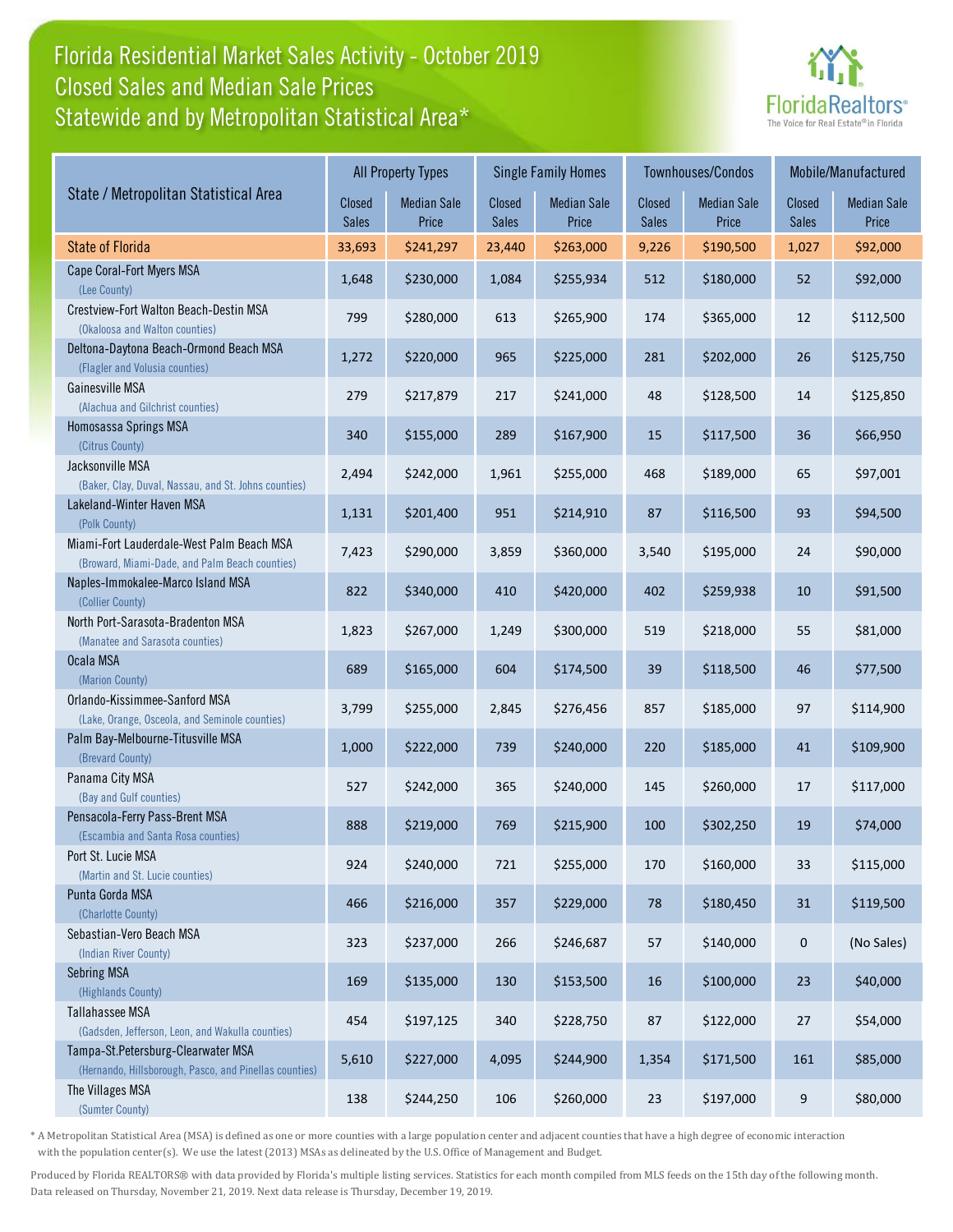# Florida Residential Market Sales Activity - October 2019
## Closed Sales and Median Sale Prices
## Statewide and by Metropolitan Statistical Area*

FloridaRealtors® The Voice for Real Estate® in Florida

| State / Metropolitan Statistical Area | All Property Types | | Single Family Homes | | Townhouses/Condos | | Mobile/Manufactured | |
|---|---|---|---|---|---|---|---|---|
| | Closed Sales | Median Sale Price | Closed Sales | Median Sale Price | Closed Sales | Median Sale Price | Closed Sales | Median Sale Price |
| State of Florida | 33,693 | $241,297 | 23,440 | $263,000 | 9,226 | $190,500 | 1,027 | $92,000 |
| Cape Coral-Fort Myers MSA (Lee County) | 1,648 | $230,000 | 1,084 | $255,934 | 512 | $180,000 | 52 | $92,000 |
| Crestview-Fort Walton Beach-Destin MSA (Okaloosa and Walton counties) | 799 | $280,000 | 613 | $265,900 | 174 | $365,000 | 12 | $112,500 |
| Deltona-Daytona Beach-Ormond Beach MSA (Flagler and Volusia counties) | 1,272 | $220,000 | 965 | $225,000 | 281 | $202,000 | 26 | $125,750 |
| Gainesville MSA (Alachua and Gilchrist counties) | 279 | $217,879 | 217 | $241,000 | 48 | $128,500 | 14 | $125,850 |
| Homosassa Springs MSA (Citrus County) | 340 | $155,000 | 289 | $167,900 | 15 | $117,500 | 36 | $66,950 |
| Jacksonville MSA (Baker, Clay, Duval, Nassau, and St. Johns counties) | 2,494 | $242,000 | 1,961 | $255,000 | 468 | $189,000 | 65 | $97,001 |
| Lakeland-Winter Haven MSA (Polk County) | 1,131 | $201,400 | 951 | $214,910 | 87 | $116,500 | 93 | $94,500 |
| Miami-Fort Lauderdale-West Palm Beach MSA (Broward, Miami-Dade, and Palm Beach counties) | 7,423 | $290,000 | 3,859 | $360,000 | 3,540 | $195,000 | 24 | $90,000 |
| Naples-Immokalee-Marco Island MSA (Collier County) | 822 | $340,000 | 410 | $420,000 | 402 | $259,938 | 10 | $91,500 |
| North Port-Sarasota-Bradenton MSA (Manatee and Sarasota counties) | 1,823 | $267,000 | 1,249 | $300,000 | 519 | $218,000 | 55 | $81,000 |
| Ocala MSA (Marion County) | 689 | $165,000 | 604 | $174,500 | 39 | $118,500 | 46 | $77,500 |
| Orlando-Kissimmee-Sanford MSA (Lake, Orange, Osceola, and Seminole counties) | 3,799 | $255,000 | 2,845 | $276,456 | 857 | $185,000 | 97 | $114,900 |
| Palm Bay-Melbourne-Titusville MSA (Brevard County) | 1,000 | $222,000 | 739 | $240,000 | 220 | $185,000 | 41 | $109,900 |
| Panama City MSA (Bay and Gulf counties) | 527 | $242,000 | 365 | $240,000 | 145 | $260,000 | 17 | $117,000 |
| Pensacola-Ferry Pass-Brent MSA (Escambia and Santa Rosa counties) | 888 | $219,000 | 769 | $215,900 | 100 | $302,250 | 19 | $74,000 |
| Port St. Lucie MSA (Martin and St. Lucie counties) | 924 | $240,000 | 721 | $255,000 | 170 | $160,000 | 33 | $115,000 |
| Punta Gorda MSA (Charlotte County) | 466 | $216,000 | 357 | $229,000 | 78 | $180,450 | 31 | $119,500 |
| Sebastian-Vero Beach MSA (Indian River County) | 323 | $237,000 | 266 | $246,687 | 57 | $140,000 | 0 | (No Sales) |
| Sebring MSA (Highlands County) | 169 | $135,000 | 130 | $153,500 | 16 | $100,000 | 23 | $40,000 |
| Tallahassee MSA (Gadsden, Jefferson, Leon, and Wakulla counties) | 454 | $197,125 | 340 | $228,750 | 87 | $122,000 | 27 | $54,000 |
| Tampa-St.Petersburg-Clearwater MSA (Hernando, Hillsborough, Pasco, and Pinellas counties) | 5,610 | $227,000 | 4,095 | $244,900 | 1,354 | $171,500 | 161 | $85,000 |
| The Villages MSA (Sumter County) | 138 | $244,250 | 106 | $260,000 | 23 | $197,000 | 9 | $80,000 |

* A Metropolitan Statistical Area (MSA) is defined as one or more counties with a large population center and adjacent counties that have a high degree of economic interaction with the population center(s). We use the latest (2013) MSAs as delineated by the U.S. Office of Management and Budget.

Produced by Florida REALTORS® with data provided by Florida's multiple listing services. Statistics for each month compiled from MLS feeds on the 15th day of the following month. Data released on Thursday, November 21, 2019. Next data release is Thursday, December 19, 2019.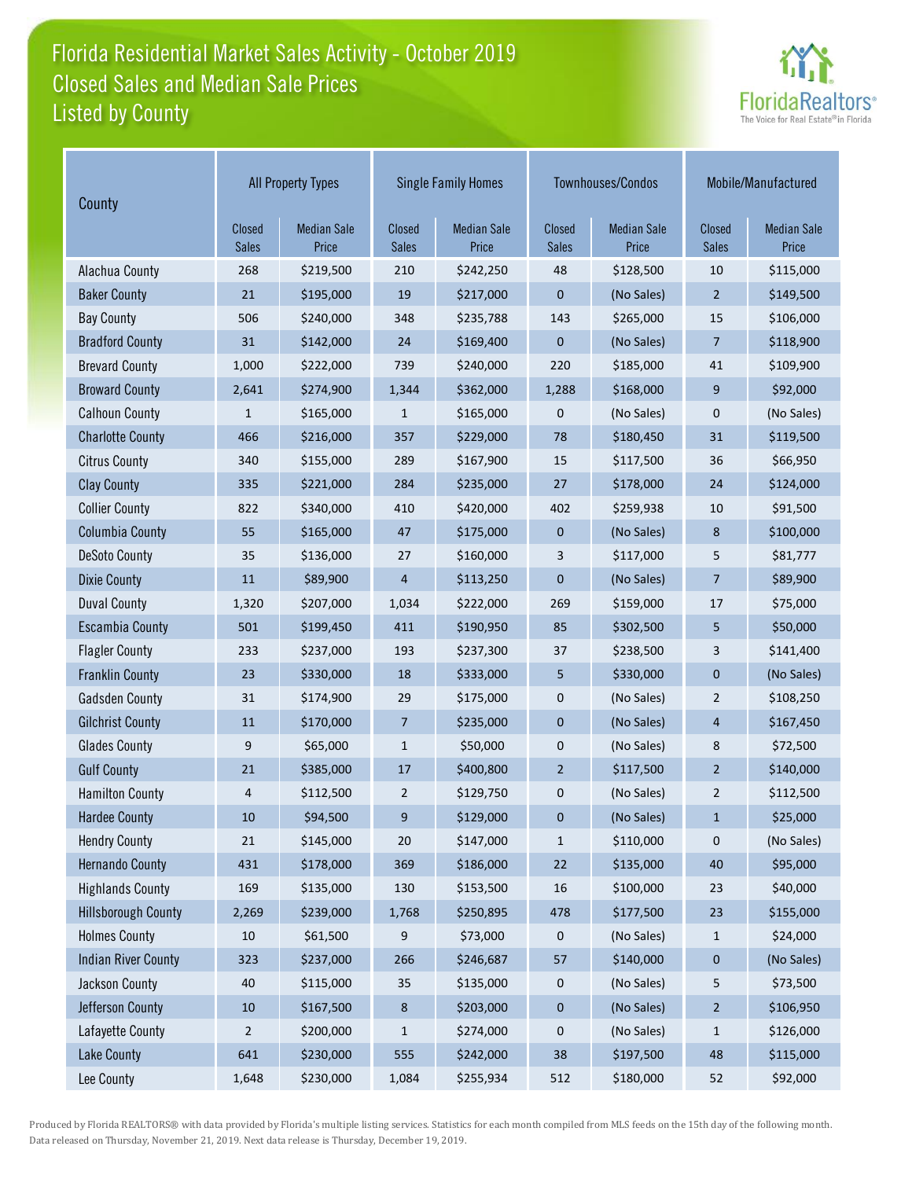# Florida Residential Market Sales Activity - October 2019
## Closed Sales and Median Sale Prices
## Listed by County

| County | All Property Types | | Single Family Homes | | Townhouses/Condos | | Mobile/Manufactured | |
|---|---|---|---|---|---|---|---|---|
| | Closed Sales | Median Sale Price | Closed Sales | Median Sale Price | Closed Sales | Median Sale Price | Closed Sales | Median Sale Price |
| Alachua County | 268 | $219,500 | 210 | $242,250 | 48 | $128,500 | 10 | $115,000 |
| Baker County | 21 | $195,000 | 19 | $217,000 | 0 | (No Sales) | 2 | $149,500 |
| Bay County | 506 | $240,000 | 348 | $235,788 | 143 | $265,000 | 15 | $106,000 |
| Bradford County | 31 | $142,000 | 24 | $169,400 | 0 | (No Sales) | 7 | $118,900 |
| Brevard County | 1,000 | $222,000 | 739 | $240,000 | 220 | $185,000 | 41 | $109,900 |
| Broward County | 2,641 | $274,900 | 1,344 | $362,000 | 1,288 | $168,000 | 9 | $92,000 |
| Calhoun County | 1 | $165,000 | 1 | $165,000 | 0 | (No Sales) | 0 | (No Sales) |
| Charlotte County | 466 | $216,000 | 357 | $229,000 | 78 | $180,450 | 31 | $119,500 |
| Citrus County | 340 | $155,000 | 289 | $167,900 | 15 | $117,500 | 36 | $66,950 |
| Clay County | 335 | $221,000 | 284 | $235,000 | 27 | $178,000 | 24 | $124,000 |
| Collier County | 822 | $340,000 | 410 | $420,000 | 402 | $259,938 | 10 | $91,500 |
| Columbia County | 55 | $165,000 | 47 | $175,000 | 0 | (No Sales) | 8 | $100,000 |
| DeSoto County | 35 | $136,000 | 27 | $160,000 | 3 | $117,000 | 5 | $81,777 |
| Dixie County | 11 | $89,900 | 4 | $113,250 | 0 | (No Sales) | 7 | $89,900 |
| Duval County | 1,320 | $207,000 | 1,034 | $222,000 | 269 | $159,000 | 17 | $75,000 |
| Escambia County | 501 | $199,450 | 411 | $190,950 | 85 | $302,500 | 5 | $50,000 |
| Flagler County | 233 | $237,000 | 193 | $237,300 | 37 | $238,500 | 3 | $141,400 |
| Franklin County | 23 | $330,000 | 18 | $333,000 | 5 | $330,000 | 0 | (No Sales) |
| Gadsden County | 31 | $174,900 | 29 | $175,000 | 0 | (No Sales) | 2 | $108,250 |
| Gilchrist County | 11 | $170,000 | 7 | $235,000 | 0 | (No Sales) | 4 | $167,450 |
| Glades County | 9 | $65,000 | 1 | $50,000 | 0 | (No Sales) | 8 | $72,500 |
| Gulf County | 21 | $385,000 | 17 | $400,800 | 2 | $117,500 | 2 | $140,000 |
| Hamilton County | 4 | $112,500 | 2 | $129,750 | 0 | (No Sales) | 2 | $112,500 |
| Hardee County | 10 | $94,500 | 9 | $129,000 | 0 | (No Sales) | 1 | $25,000 |
| Hendry County | 21 | $145,000 | 20 | $147,000 | 1 | $110,000 | 0 | (No Sales) |
| Hernando County | 431 | $178,000 | 369 | $186,000 | 22 | $135,000 | 40 | $95,000 |
| Highlands County | 169 | $135,000 | 130 | $153,500 | 16 | $100,000 | 23 | $40,000 |
| Hillsborough County | 2,269 | $239,000 | 1,768 | $250,895 | 478 | $177,500 | 23 | $155,000 |
| Holmes County | 10 | $61,500 | 9 | $73,000 | 0 | (No Sales) | 1 | $24,000 |
| Indian River County | 323 | $237,000 | 266 | $246,687 | 57 | $140,000 | 0 | (No Sales) |
| Jackson County | 40 | $115,000 | 35 | $135,000 | 0 | (No Sales) | 5 | $73,500 |
| Jefferson County | 10 | $167,500 | 8 | $203,000 | 0 | (No Sales) | 2 | $106,950 |
| Lafayette County | 2 | $200,000 | 1 | $274,000 | 0 | (No Sales) | 1 | $126,000 |
| Lake County | 641 | $230,000 | 555 | $242,000 | 38 | $197,500 | 48 | $115,000 |
| Lee County | 1,648 | $230,000 | 1,084 | $255,934 | 512 | $180,000 | 52 | $92,000 |

Produced by Florida REALTORS® with data provided by Florida's multiple listing services. Statistics for each month compiled from MLS feeds on the 15th day of the following month. Data released on Thursday, November 21, 2019. Next data release is Thursday, December 19, 2019.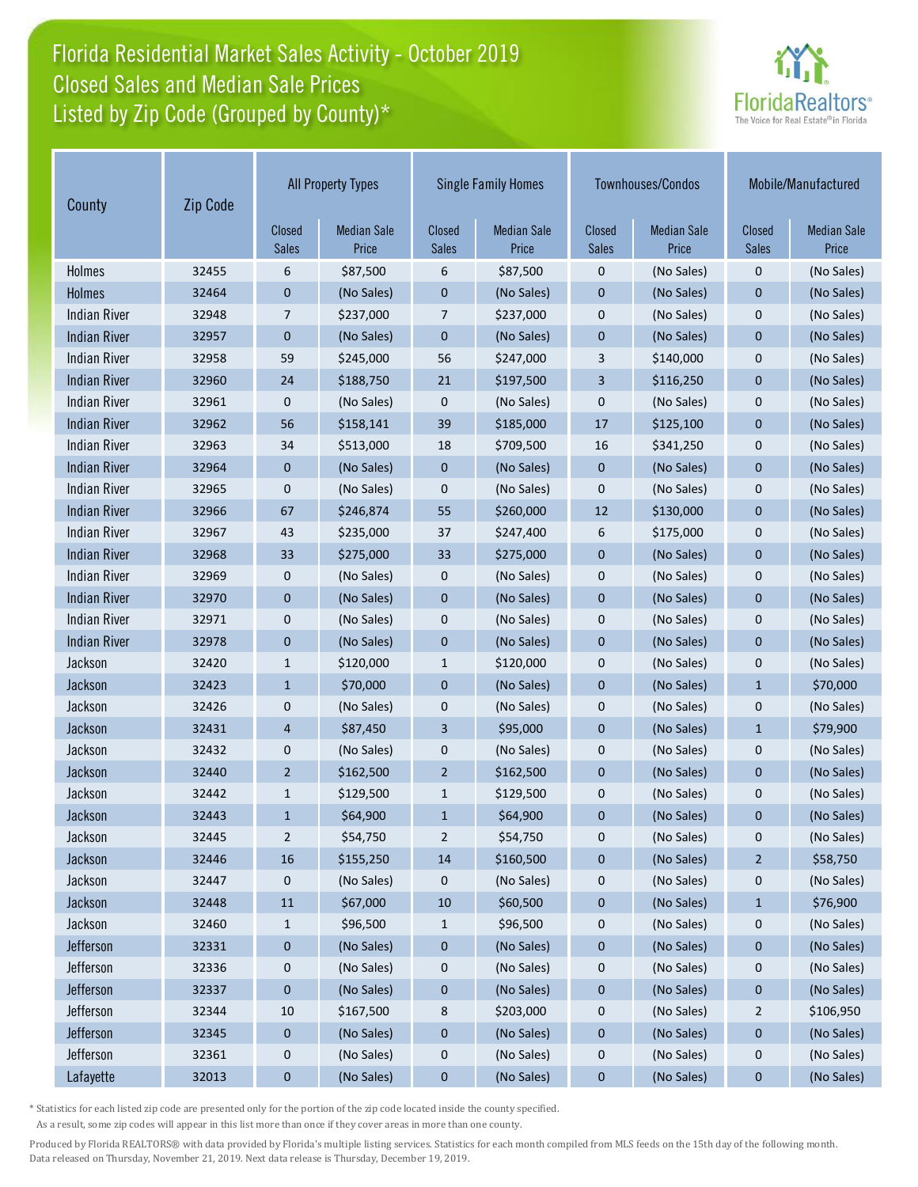# Florida Residential Market Sales Activity - October 2019
## Closed Sales and Median Sale Prices
## Listed by Zip Code (Grouped by County)*

| County | Zip Code | All Property Types | | Single Family Homes | | Townhouses/Condos | | Mobile/Manufactured | |
|---|---|---|---|---|---|---|---|---|---|
| | | Closed Sales | Median Sale Price | Closed Sales | Median Sale Price | Closed Sales | Median Sale Price | Closed Sales | Median Sale Price |
| Holmes | 32455 | 6 | $87,500 | 6 | $87,500 | 0 | (No Sales) | 0 | (No Sales) |
| Holmes | 32464 | 0 | (No Sales) | 0 | (No Sales) | 0 | (No Sales) | 0 | (No Sales) |
| Indian River | 32948 | 7 | $237,000 | 7 | $237,000 | 0 | (No Sales) | 0 | (No Sales) |
| Indian River | 32957 | 0 | (No Sales) | 0 | (No Sales) | 0 | (No Sales) | 0 | (No Sales) |
| Indian River | 32958 | 59 | $245,000 | 56 | $247,000 | 3 | $140,000 | 0 | (No Sales) |
| Indian River | 32960 | 24 | $188,750 | 21 | $197,500 | 3 | $116,250 | 0 | (No Sales) |
| Indian River | 32961 | 0 | (No Sales) | 0 | (No Sales) | 0 | (No Sales) | 0 | (No Sales) |
| Indian River | 32962 | 56 | $158,141 | 39 | $185,000 | 17 | $125,100 | 0 | (No Sales) |
| Indian River | 32963 | 34 | $513,000 | 18 | $709,500 | 16 | $341,250 | 0 | (No Sales) |
| Indian River | 32964 | 0 | (No Sales) | 0 | (No Sales) | 0 | (No Sales) | 0 | (No Sales) |
| Indian River | 32965 | 0 | (No Sales) | 0 | (No Sales) | 0 | (No Sales) | 0 | (No Sales) |
| Indian River | 32966 | 67 | $246,874 | 55 | $260,000 | 12 | $130,000 | 0 | (No Sales) |
| Indian River | 32967 | 43 | $235,000 | 37 | $247,400 | 6 | $175,000 | 0 | (No Sales) |
| Indian River | 32968 | 33 | $275,000 | 33 | $275,000 | 0 | (No Sales) | 0 | (No Sales) |
| Indian River | 32969 | 0 | (No Sales) | 0 | (No Sales) | 0 | (No Sales) | 0 | (No Sales) |
| Indian River | 32970 | 0 | (No Sales) | 0 | (No Sales) | 0 | (No Sales) | 0 | (No Sales) |
| Indian River | 32971 | 0 | (No Sales) | 0 | (No Sales) | 0 | (No Sales) | 0 | (No Sales) |
| Indian River | 32978 | 0 | (No Sales) | 0 | (No Sales) | 0 | (No Sales) | 0 | (No Sales) |
| Jackson | 32420 | 1 | $120,000 | 1 | $120,000 | 0 | (No Sales) | 0 | (No Sales) |
| Jackson | 32423 | 1 | $70,000 | 0 | (No Sales) | 0 | (No Sales) | 1 | $70,000 |
| Jackson | 32426 | 0 | (No Sales) | 0 | (No Sales) | 0 | (No Sales) | 0 | (No Sales) |
| Jackson | 32431 | 4 | $87,450 | 3 | $95,000 | 0 | (No Sales) | 1 | $79,900 |
| Jackson | 32432 | 0 | (No Sales) | 0 | (No Sales) | 0 | (No Sales) | 0 | (No Sales) |
| Jackson | 32440 | 2 | $162,500 | 2 | $162,500 | 0 | (No Sales) | 0 | (No Sales) |
| Jackson | 32442 | 1 | $129,500 | 1 | $129,500 | 0 | (No Sales) | 0 | (No Sales) |
| Jackson | 32443 | 1 | $64,900 | 1 | $64,900 | 0 | (No Sales) | 0 | (No Sales) |
| Jackson | 32445 | 2 | $54,750 | 2 | $54,750 | 0 | (No Sales) | 0 | (No Sales) |
| Jackson | 32446 | 16 | $155,250 | 14 | $160,500 | 0 | (No Sales) | 2 | $58,750 |
| Jackson | 32447 | 0 | (No Sales) | 0 | (No Sales) | 0 | (No Sales) | 0 | (No Sales) |
| Jackson | 32448 | 11 | $67,000 | 10 | $60,500 | 0 | (No Sales) | 1 | $76,900 |
| Jackson | 32460 | 1 | $96,500 | 1 | $96,500 | 0 | (No Sales) | 0 | (No Sales) |
| Jefferson | 32331 | 0 | (No Sales) | 0 | (No Sales) | 0 | (No Sales) | 0 | (No Sales) |
| Jefferson | 32336 | 0 | (No Sales) | 0 | (No Sales) | 0 | (No Sales) | 0 | (No Sales) |
| Jefferson | 32337 | 0 | (No Sales) | 0 | (No Sales) | 0 | (No Sales) | 0 | (No Sales) |
| Jefferson | 32344 | 10 | $167,500 | 8 | $203,000 | 0 | (No Sales) | 2 | $106,950 |
| Jefferson | 32345 | 0 | (No Sales) | 0 | (No Sales) | 0 | (No Sales) | 0 | (No Sales) |
| Jefferson | 32361 | 0 | (No Sales) | 0 | (No Sales) | 0 | (No Sales) | 0 | (No Sales) |
| Lafayette | 32013 | 0 | (No Sales) | 0 | (No Sales) | 0 | (No Sales) | 0 | (No Sales) |

* Statistics for each listed zip code are presented only for the portion of the zip code located inside the county specified.
As a result, some zip codes will appear in this list more than once if they cover areas in more than one county.

Produced by Florida REALTORS® with data provided by Florida's multiple listing services. Statistics for each month compiled from MLS feeds on the 15th day of the following month.
Data released on Thursday, November 21, 2019. Next data release is Thursday, December 19, 2019.